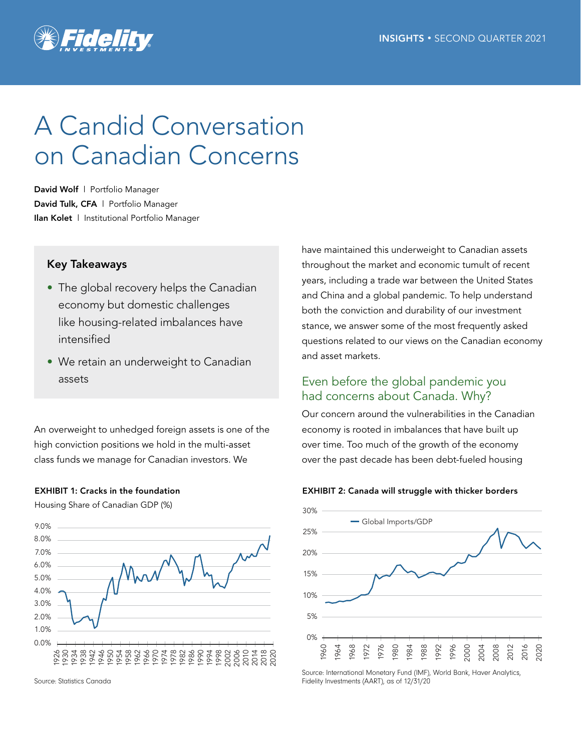INSIGHTS • SECOND QUARTER 2021

# A Candid Conversation on Canadian Concerns

**David Wolf** | Portfolio Manager
**David Tulk, CFA** | Portfolio Manager
**Ilan Kolet** | Institutional Portfolio Manager

### Key Takeaways

- The global recovery helps the Canadian economy but domestic challenges like housing-related imbalances have intensified
- We retain an underweight to Canadian assets

An overweight to unhedged foreign assets is one of the high conviction positions we hold in the multi-asset class funds we manage for Canadian investors. We have maintained this underweight to Canadian assets throughout the market and economic tumult of recent years, including a trade war between the United States and China and a global pandemic. To help understand both the conviction and durability of our investment stance, we answer some of the most frequently asked questions related to our views on the Canadian economy and asset markets.

## Even before the global pandemic you had concerns about Canada. Why?

Our concern around the vulnerabilities in the Canadian economy is rooted in imbalances that have built up over time. Too much of the growth of the economy over the past decade has been debt-fueled housing

**EXHIBIT 1: Cracks in the foundation**

Housing Share of Canadian GDP (%)

Source: Statistics Canada

**EXHIBIT 2: Canada will struggle with thicker borders**

Global Imports/GDP

Source: International Monetary Fund (IMF), World Bank, Haver Analytics, Fidelity Investments (AART), as of 12/31/20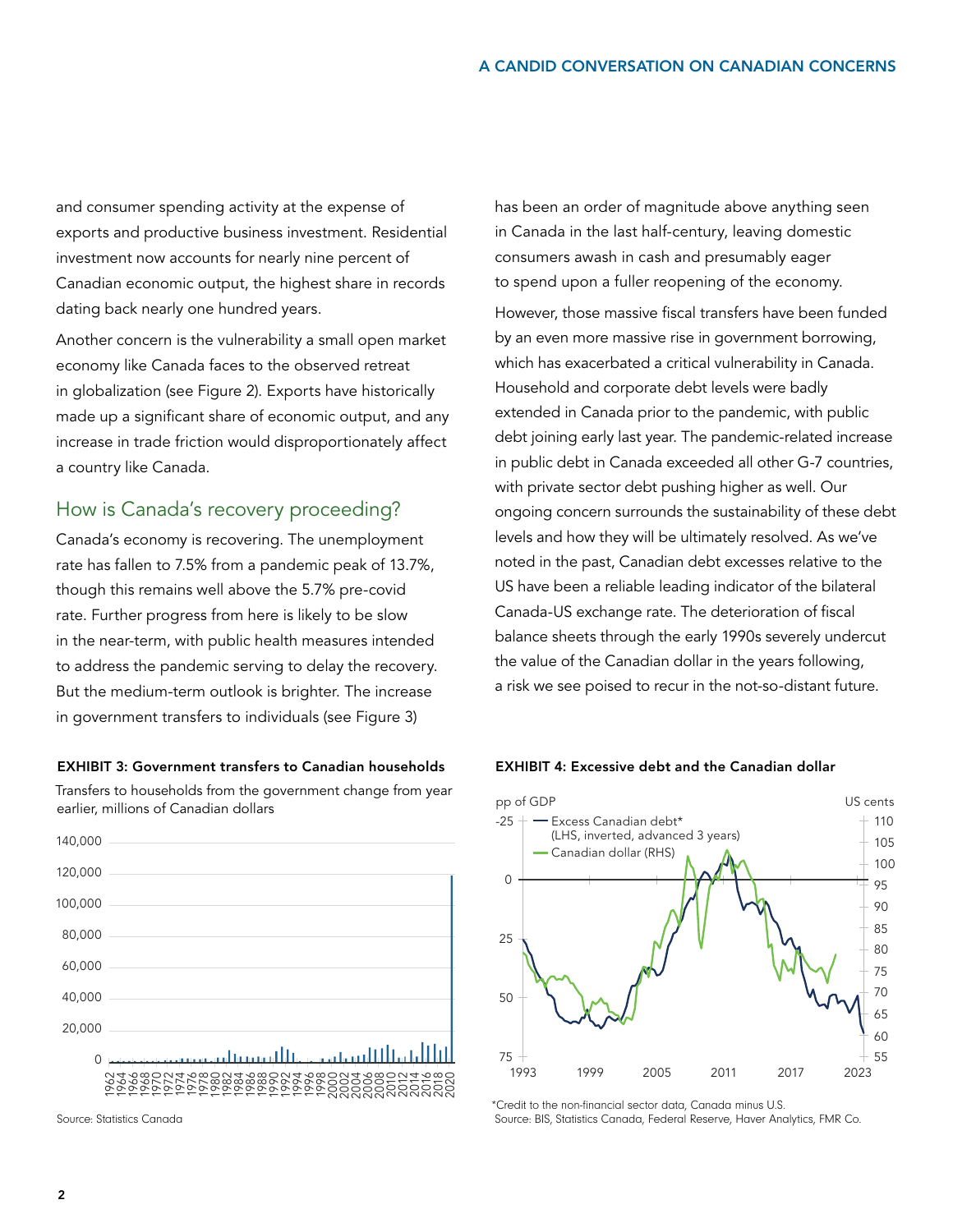and consumer spending activity at the expense of exports and productive business investment. Residential investment now accounts for nearly nine percent of Canadian economic output, the highest share in records dating back nearly one hundred years.

Another concern is the vulnerability a small open market economy like Canada faces to the observed retreat in globalization (see Figure 2). Exports have historically made up a significant share of economic output, and any increase in trade friction would disproportionately affect a country like Canada.

## How is Canada's recovery proceeding?

Canada's economy is recovering. The unemployment rate has fallen to 7.5% from a pandemic peak of 13.7%, though this remains well above the 5.7% pre-covid rate. Further progress from here is likely to be slow in the near-term, with public health measures intended to address the pandemic serving to delay the recovery. But the medium-term outlook is brighter. The increase in government transfers to individuals (see Figure 3) has been an order of magnitude above anything seen in Canada in the last half-century, leaving domestic consumers awash in cash and presumably eager to spend upon a fuller reopening of the economy.

However, those massive fiscal transfers have been funded by an even more massive rise in government borrowing, which has exacerbated a critical vulnerability in Canada. Household and corporate debt levels were badly extended in Canada prior to the pandemic, with public debt joining early last year. The pandemic-related increase in public debt in Canada exceeded all other G-7 countries, with private sector debt pushing higher as well. Our ongoing concern surrounds the sustainability of these debt levels and how they will be ultimately resolved. As we've noted in the past, Canadian debt excesses relative to the US have been a reliable leading indicator of the bilateral Canada-US exchange rate. The deterioration of fiscal balance sheets through the early 1990s severely undercut the value of the Canadian dollar in the years following, a risk we see poised to recur in the not-so-distant future.

**EXHIBIT 3: Government transfers to Canadian households**

Transfers to households from the government change from year earlier, millions of Canadian dollars

Source: Statistics Canada

**EXHIBIT 4: Excessive debt and the Canadian dollar**

*Credit to the non-financial sector data, Canada minus U.S.

Source: BIS, Statistics Canada, Federal Reserve, Haver Analytics, FMR Co.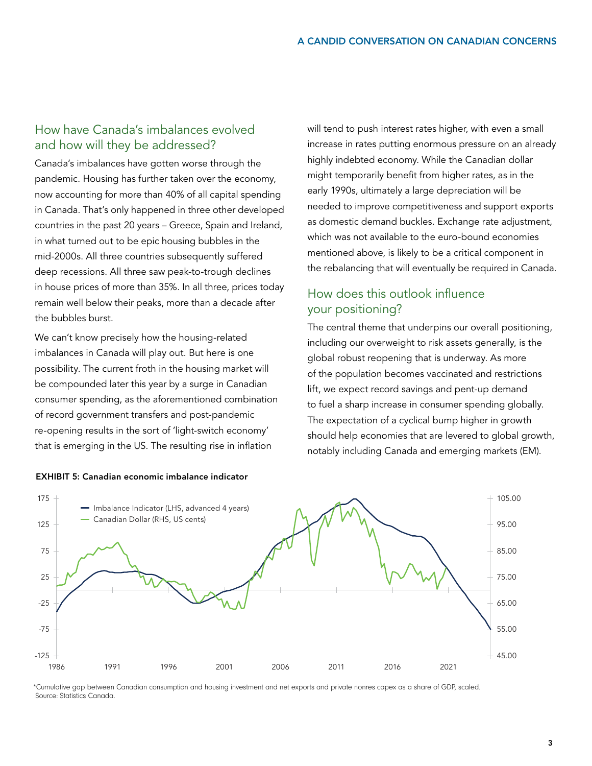## How have Canada's imbalances evolved and how will they be addressed?

Canada's imbalances have gotten worse through the pandemic. Housing has further taken over the economy, now accounting for more than 40% of all capital spending in Canada. That's only happened in three other developed countries in the past 20 years – Greece, Spain and Ireland, in what turned out to be epic housing bubbles in the mid-2000s. All three countries subsequently suffered deep recessions. All three saw peak-to-trough declines in house prices of more than 35%. In all three, prices today remain well below their peaks, more than a decade after the bubbles burst.

We can't know precisely how the housing-related imbalances in Canada will play out. But here is one possibility. The current froth in the housing market will be compounded later this year by a surge in Canadian consumer spending, as the aforementioned combination of record government transfers and post-pandemic re-opening results in the sort of 'light-switch economy' that is emerging in the US. The resulting rise in inflation will tend to push interest rates higher, with even a small increase in rates putting enormous pressure on an already highly indebted economy. While the Canadian dollar might temporarily benefit from higher rates, as in the early 1990s, ultimately a large depreciation will be needed to improve competitiveness and support exports as domestic demand buckles. Exchange rate adjustment, which was not available to the euro-bound economies mentioned above, is likely to be a critical component in the rebalancing that will eventually be required in Canada.

## How does this outlook influence your positioning?

The central theme that underpins our overall positioning, including our overweight to risk assets generally, is the global robust reopening that is underway. As more of the population becomes vaccinated and restrictions lift, we expect record savings and pent-up demand to fuel a sharp increase in consumer spending globally. The expectation of a cyclical bump higher in growth should help economies that are levered to global growth, notably including Canada and emerging markets (EM).

**EXHIBIT 5: Canadian economic imbalance indicator**

*Cumulative gap between Canadian consumption and housing investment and net exports and private nonres capex as a share of GDP, scaled.
Source: Statistics Canada.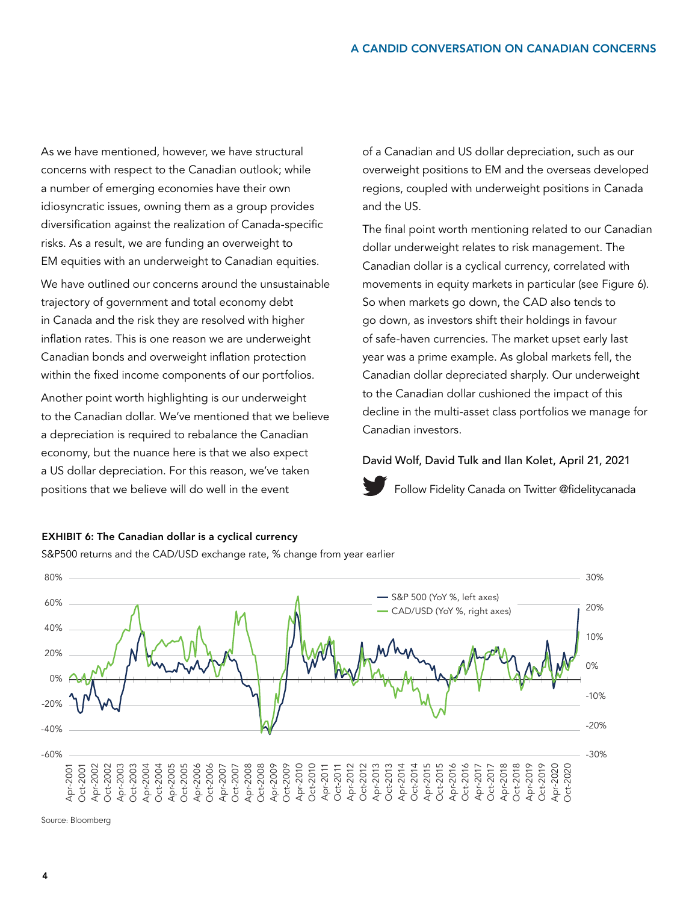As we have mentioned, however, we have structural concerns with respect to the Canadian outlook; while a number of emerging economies have their own idiosyncratic issues, owning them as a group provides diversification against the realization of Canada-specific risks. As a result, we are funding an overweight to EM equities with an underweight to Canadian equities.

We have outlined our concerns around the unsustainable trajectory of government and total economy debt in Canada and the risk they are resolved with higher inflation rates. This is one reason we are underweight Canadian bonds and overweight inflation protection within the fixed income components of our portfolios.

Another point worth highlighting is our underweight to the Canadian dollar. We've mentioned that we believe a depreciation is required to rebalance the Canadian economy, but the nuance here is that we also expect a US dollar depreciation. For this reason, we've taken positions that we believe will do well in the event of a Canadian and US dollar depreciation, such as our overweight positions to EM and the overseas developed regions, coupled with underweight positions in Canada and the US.

The final point worth mentioning related to our Canadian dollar underweight relates to risk management. The Canadian dollar is a cyclical currency, correlated with movements in equity markets in particular (see Figure 6). So when markets go down, the CAD also tends to go down, as investors shift their holdings in favour of safe-haven currencies. The market upset early last year was a prime example. As global markets fell, the Canadian dollar depreciated sharply. Our underweight to the Canadian dollar cushioned the impact of this decline in the multi-asset class portfolios we manage for Canadian investors.

David Wolf, David Tulk and Ilan Kolet, April 21, 2021

Follow Fidelity Canada on Twitter @fidelitycanada

**EXHIBIT 6: The Canadian dollar is a cyclical currency**

S&P500 returns and the CAD/USD exchange rate, % change from year earlier

Source: Bloomberg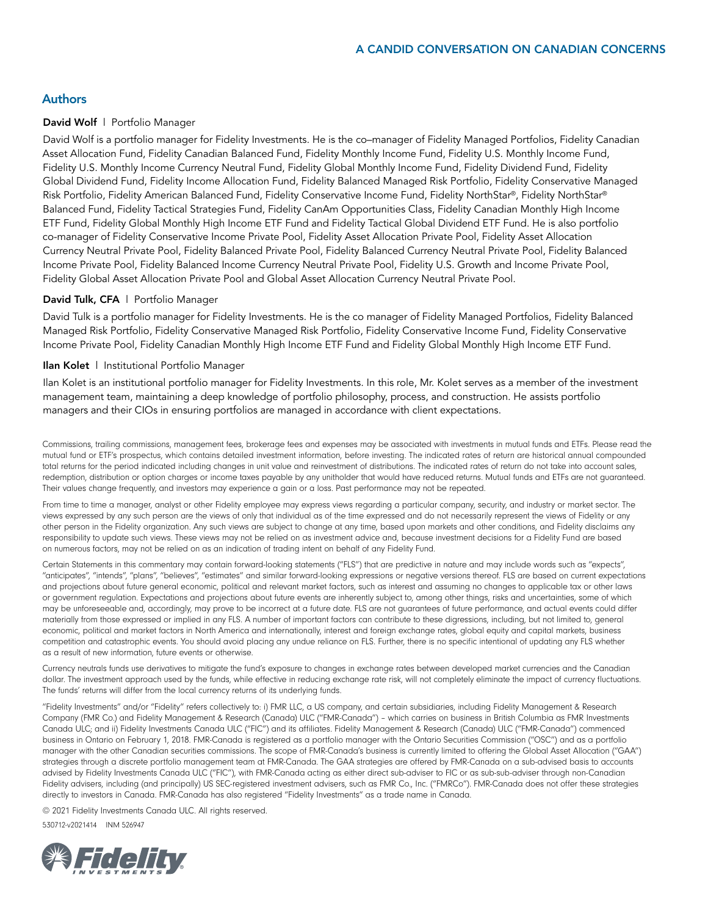## Authors

**David Wolf** | Portfolio Manager

David Wolf is a portfolio manager for Fidelity Investments. He is the co–manager of Fidelity Managed Portfolios, Fidelity Canadian Asset Allocation Fund, Fidelity Canadian Balanced Fund, Fidelity Monthly Income Fund, Fidelity U.S. Monthly Income Fund, Fidelity U.S. Monthly Income Currency Neutral Fund, Fidelity Global Monthly Income Fund, Fidelity Dividend Fund, Fidelity Global Dividend Fund, Fidelity Income Allocation Fund, Fidelity Balanced Managed Risk Portfolio, Fidelity Conservative Managed Risk Portfolio, Fidelity American Balanced Fund, Fidelity Conservative Income Fund, Fidelity NorthStar®, Fidelity NorthStar® Balanced Fund, Fidelity Tactical Strategies Fund, Fidelity CanAm Opportunities Class, Fidelity Canadian Monthly High Income ETF Fund, Fidelity Global Monthly High Income ETF Fund and Fidelity Tactical Global Dividend ETF Fund. He is also portfolio co-manager of Fidelity Conservative Income Private Pool, Fidelity Asset Allocation Private Pool, Fidelity Asset Allocation Currency Neutral Private Pool, Fidelity Balanced Private Pool, Fidelity Balanced Currency Neutral Private Pool, Fidelity Balanced Income Private Pool, Fidelity Balanced Income Currency Neutral Private Pool, Fidelity U.S. Growth and Income Private Pool, Fidelity Global Asset Allocation Private Pool and Global Asset Allocation Currency Neutral Private Pool.

**David Tulk, CFA** | Portfolio Manager

David Tulk is a portfolio manager for Fidelity Investments. He is the co manager of Fidelity Managed Portfolios, Fidelity Balanced Managed Risk Portfolio, Fidelity Conservative Managed Risk Portfolio, Fidelity Conservative Income Fund, Fidelity Conservative Income Private Pool, Fidelity Canadian Monthly High Income ETF Fund and Fidelity Global Monthly High Income ETF Fund.

**Ilan Kolet** | Institutional Portfolio Manager

Ilan Kolet is an institutional portfolio manager for Fidelity Investments. In this role, Mr. Kolet serves as a member of the investment management team, maintaining a deep knowledge of portfolio philosophy, process, and construction. He assists portfolio managers and their CIOs in ensuring portfolios are managed in accordance with client expectations.

Commissions, trailing commissions, management fees, brokerage fees and expenses may be associated with investments in mutual funds and ETFs. Please read the mutual fund or ETF's prospectus, which contains detailed investment information, before investing. The indicated rates of return are historical annual compounded total returns for the period indicated including changes in unit value and reinvestment of distributions. The indicated rates of return do not take into account sales, redemption, distribution or option charges or income taxes payable by any unitholder that would have reduced returns. Mutual funds and ETFs are not guaranteed. Their values change frequently, and investors may experience a gain or a loss. Past performance may not be repeated.

From time to time a manager, analyst or other Fidelity employee may express views regarding a particular company, security, and industry or market sector. The views expressed by any such person are the views of only that individual as of the time expressed and do not necessarily represent the views of Fidelity or any other person in the Fidelity organization. Any such views are subject to change at any time, based upon markets and other conditions, and Fidelity disclaims any responsibility to update such views. These views may not be relied on as investment advice and, because investment decisions for a Fidelity Fund are based on numerous factors, may not be relied on as an indication of trading intent on behalf of any Fidelity Fund.

Certain Statements in this commentary may contain forward-looking statements ("FLS") that are predictive in nature and may include words such as "expects", "anticipates", "intends", "plans", "believes", "estimates" and similar forward-looking expressions or negative versions thereof. FLS are based on current expectations and projections about future general economic, political and relevant market factors, such as interest and assuming no changes to applicable tax or other laws or government regulation. Expectations and projections about future events are inherently subject to, among other things, risks and uncertainties, some of which may be unforeseeable and, accordingly, may prove to be incorrect at a future date. FLS are not guarantees of future performance, and actual events could differ materially from those expressed or implied in any FLS. A number of important factors can contribute to these digressions, including, but not limited to, general economic, political and market factors in North America and internationally, interest and foreign exchange rates, global equity and capital markets, business competition and catastrophic events. You should avoid placing any undue reliance on FLS. Further, there is no specific intentional of updating any FLS whether as a result of new information, future events or otherwise.

Currency neutrals funds use derivatives to mitigate the fund's exposure to changes in exchange rates between developed market currencies and the Canadian dollar. The investment approach used by the funds, while effective in reducing exchange rate risk, will not completely eliminate the impact of currency fluctuations. The funds' returns will differ from the local currency returns of its underlying funds.

"Fidelity Investments" and/or "Fidelity" refers collectively to: i) FMR LLC, a US company, and certain subsidiaries, including Fidelity Management & Research Company (FMR Co.) and Fidelity Management & Research (Canada) ULC ("FMR-Canada") – which carries on business in British Columbia as FMR Investments Canada ULC; and ii) Fidelity Investments Canada ULC ("FIC") and its affiliates. Fidelity Management & Research (Canada) ULC ("FMR-Canada") commenced business in Ontario on February 1, 2018. FMR-Canada is registered as a portfolio manager with the Ontario Securities Commission ("OSC") and as a portfolio manager with the other Canadian securities commissions. The scope of FMR-Canada's business is currently limited to offering the Global Asset Allocation ("GAA") strategies through a discrete portfolio management team at FMR-Canada. The GAA strategies are offered by FMR-Canada on a sub-advised basis to accounts advised by Fidelity Investments Canada ULC ("FIC"), with FMR-Canada acting as either direct sub-adviser to FIC or as sub-sub-adviser through non-Canadian Fidelity advisers, including (and principally) US SEC-registered investment advisers, such as FMR Co., Inc. ("FMRCo"). FMR-Canada does not offer these strategies directly to investors in Canada. FMR-Canada has also registered "Fidelity Investments" as a trade name in Canada.

© 2021 Fidelity Investments Canada ULC. All rights reserved.

530712-v2021414 INM 526947

Fidelity INVESTMENTS